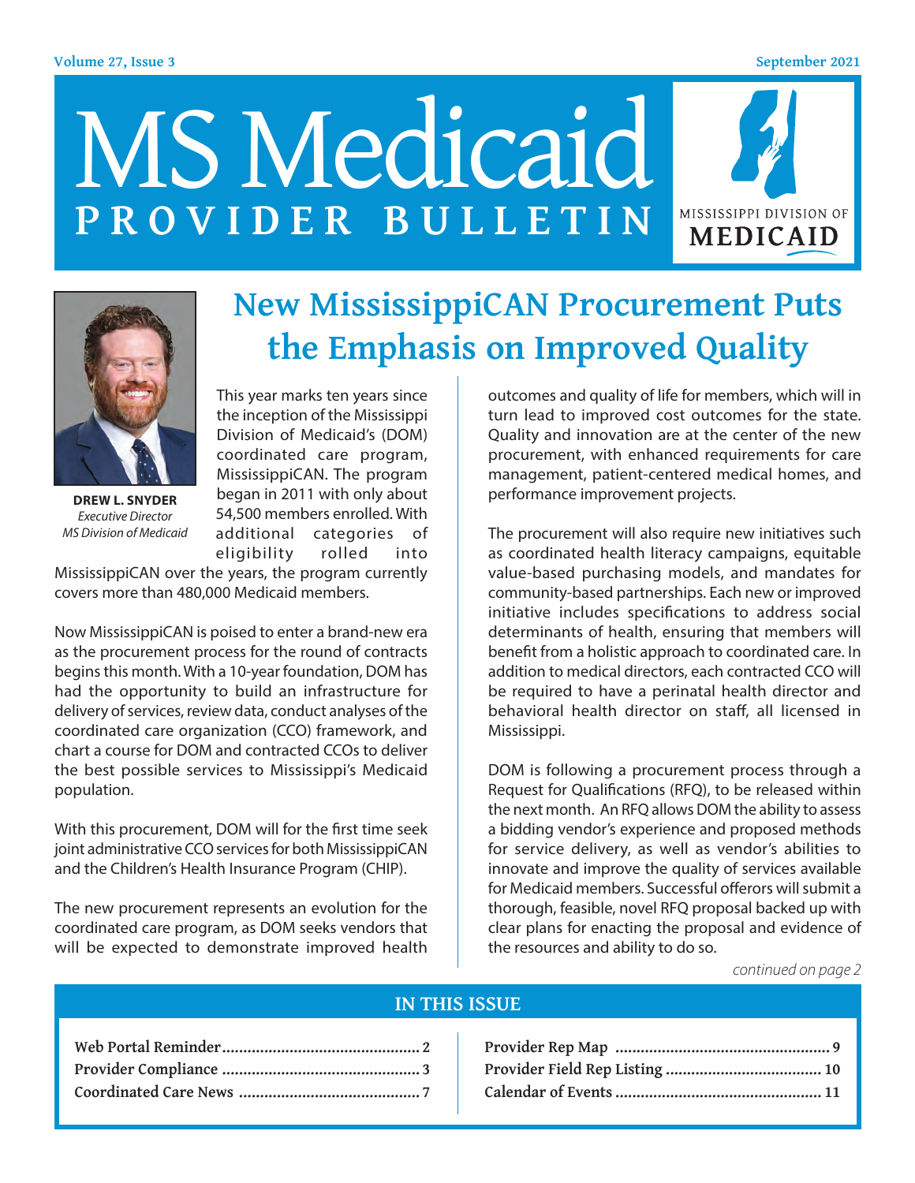# MS Medicaid PROVIDER BULLETIN

MISSISSIPPI DIVISION OF MEDICAID

Volume 27, Issue 3 — September 2021

## New MississippiCAN Procurement Puts the Emphasis on Improved Quality

**DREW L. SNYDER**
*Executive Director*
*MS Division of Medicaid*

This year marks ten years since the inception of the Mississippi Division of Medicaid's (DOM) coordinated care program, MississippiCAN. The program began in 2011 with only about 54,500 members enrolled. With additional categories of eligibility rolled into MississippiCAN over the years, the program currently covers more than 480,000 Medicaid members.

Now MississippiCAN is poised to enter a brand-new era as the procurement process for the round of contracts begins this month. With a 10-year foundation, DOM has had the opportunity to build an infrastructure for delivery of services, review data, conduct analyses of the coordinated care organization (CCO) framework, and chart a course for DOM and contracted CCOs to deliver the best possible services to Mississippi's Medicaid population.

With this procurement, DOM will for the first time seek joint administrative CCO services for both MississippiCAN and the Children's Health Insurance Program (CHIP).

The new procurement represents an evolution for the coordinated care program, as DOM seeks vendors that will be expected to demonstrate improved health outcomes and quality of life for members, which will in turn lead to improved cost outcomes for the state. Quality and innovation are at the center of the new procurement, with enhanced requirements for care management, patient-centered medical homes, and performance improvement projects.

The procurement will also require new initiatives such as coordinated health literacy campaigns, equitable value-based purchasing models, and mandates for community-based partnerships. Each new or improved initiative includes specifications to address social determinants of health, ensuring that members will benefit from a holistic approach to coordinated care. In addition to medical directors, each contracted CCO will be required to have a perinatal health director and behavioral health director on staff, all licensed in Mississippi.

DOM is following a procurement process through a Request for Qualifications (RFQ), to be released within the next month. An RFQ allows DOM the ability to assess a bidding vendor's experience and proposed methods for service delivery, as well as vendor's abilities to innovate and improve the quality of services available for Medicaid members. Successful offerors will submit a thorough, feasible, novel RFQ proposal backed up with clear plans for enacting the proposal and evidence of the resources and ability to do so.

*continued on page 2*

## IN THIS ISSUE

| | |
|---|---|
| Web Portal Reminder | 2 |
| Provider Compliance | 3 |
| Coordinated Care News | 7 |
| Provider Rep Map | 9 |
| Provider Field Rep Listing | 10 |
| Calendar of Events | 11 |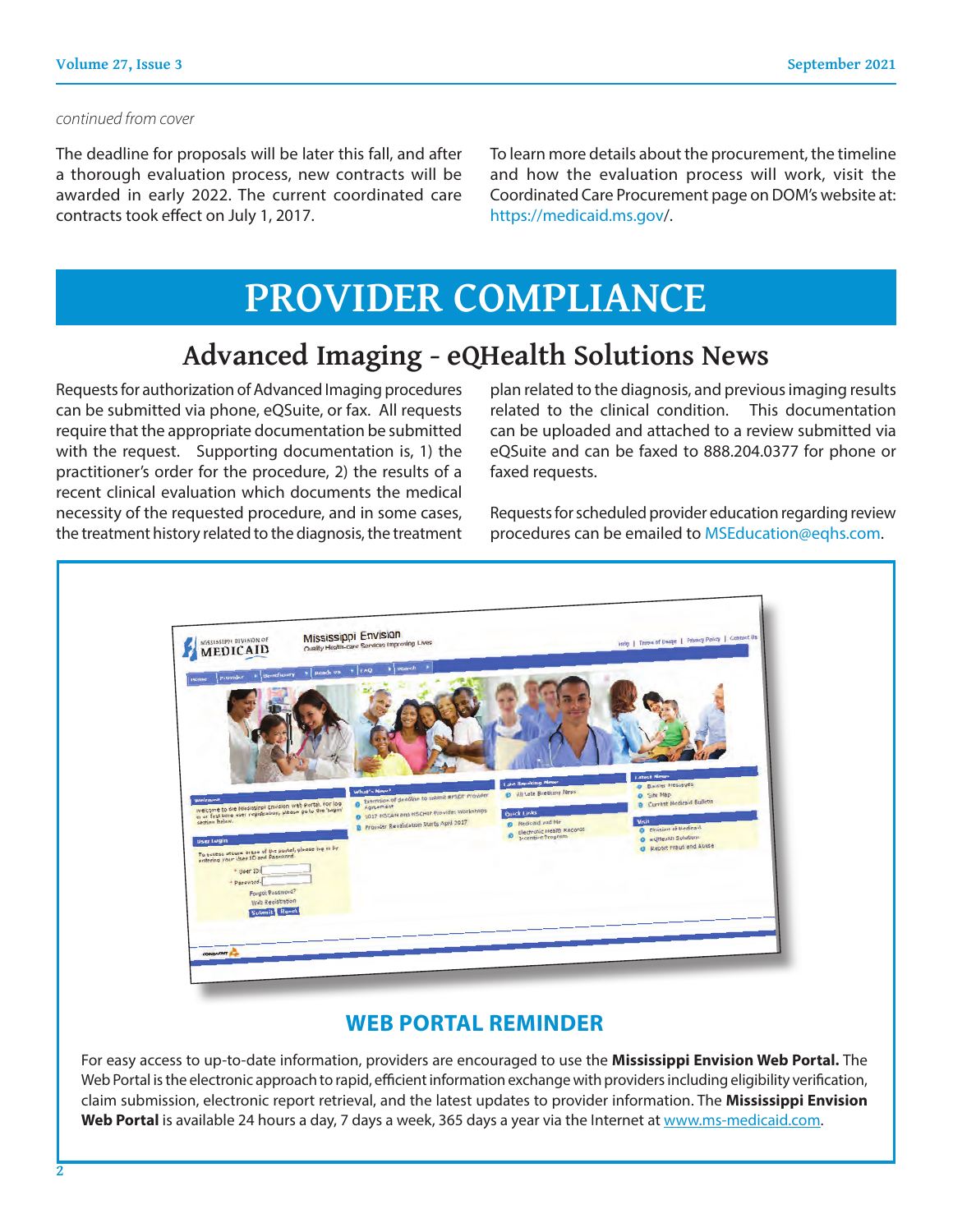*continued from cover*

The deadline for proposals will be later this fall, and after a thorough evaluation process, new contracts will be awarded in early 2022. The current coordinated care contracts took effect on July 1, 2017.

To learn more details about the procurement, the timeline and how the evaluation process will work, visit the Coordinated Care Procurement page on DOM's website at: https://medicaid.ms.gov/.

# PROVIDER COMPLIANCE

## Advanced Imaging - eQHealth Solutions News

Requests for authorization of Advanced Imaging procedures can be submitted via phone, eQSuite, or fax. All requests require that the appropriate documentation be submitted with the request. Supporting documentation is, 1) the practitioner's order for the procedure, 2) the results of a recent clinical evaluation which documents the medical necessity of the requested procedure, and in some cases, the treatment history related to the diagnosis, the treatment plan related to the diagnosis, and previous imaging results related to the clinical condition. This documentation can be uploaded and attached to a review submitted via eQSuite and can be faxed to 888.204.0377 for phone or faxed requests.

Requests for scheduled provider education regarding review procedures can be emailed to MSEducation@eqhs.com.

### WEB PORTAL REMINDER

For easy access to up-to-date information, providers are encouraged to use the **Mississippi Envision Web Portal.** The Web Portal is the electronic approach to rapid, efficient information exchange with providers including eligibility verification, claim submission, electronic report retrieval, and the latest updates to provider information. The **Mississippi Envision Web Portal** is available 24 hours a day, 7 days a week, 365 days a year via the Internet at www.ms-medicaid.com.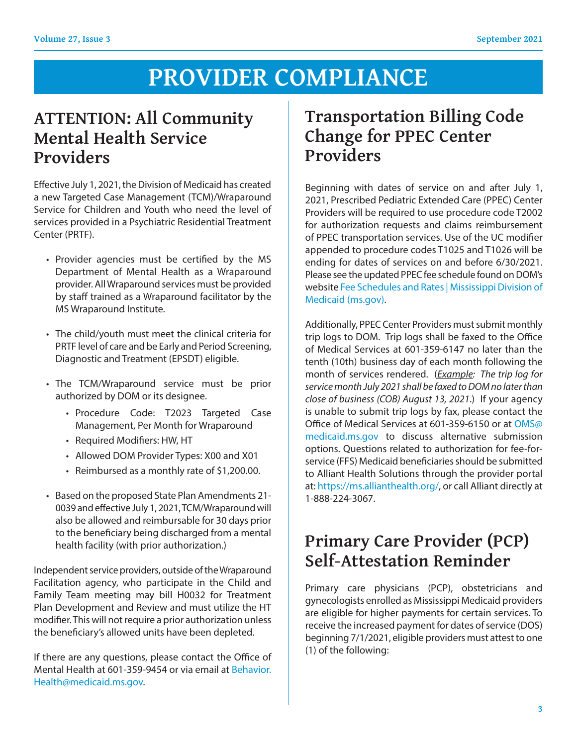# PROVIDER COMPLIANCE

## ATTENTION: All Community Mental Health Service Providers

Effective July 1, 2021, the Division of Medicaid has created a new Targeted Case Management (TCM)/Wraparound Service for Children and Youth who need the level of services provided in a Psychiatric Residential Treatment Center (PRTF).

- Provider agencies must be certified by the MS Department of Mental Health as a Wraparound provider. All Wraparound services must be provided by staff trained as a Wraparound facilitator by the MS Wraparound Institute.
- The child/youth must meet the clinical criteria for PRTF level of care and be Early and Period Screening, Diagnostic and Treatment (EPSDT) eligible.
- The TCM/Wraparound service must be prior authorized by DOM or its designee.
  - Procedure Code: T2023 Targeted Case Management, Per Month for Wraparound
  - Required Modifiers: HW, HT
  - Allowed DOM Provider Types: X00 and X01
  - Reimbursed as a monthly rate of $1,200.00.
- Based on the proposed State Plan Amendments 21-0039 and effective July 1, 2021, TCM/Wraparound will also be allowed and reimbursable for 30 days prior to the beneficiary being discharged from a mental health facility (with prior authorization.)

Independent service providers, outside of the Wraparound Facilitation agency, who participate in the Child and Family Team meeting may bill H0032 for Treatment Plan Development and Review and must utilize the HT modifier. This will not require a prior authorization unless the beneficiary's allowed units have been depleted.

If there are any questions, please contact the Office of Mental Health at 601-359-9454 or via email at Behavior.Health@medicaid.ms.gov.

## Transportation Billing Code Change for PPEC Center Providers

Beginning with dates of service on and after July 1, 2021, Prescribed Pediatric Extended Care (PPEC) Center Providers will be required to use procedure code T2002 for authorization requests and claims reimbursement of PPEC transportation services. Use of the UC modifier appended to procedure codes T1025 and T1026 will be ending for dates of services on and before 6/30/2021. Please see the updated PPEC fee schedule found on DOM's website Fee Schedules and Rates | Mississippi Division of Medicaid (ms.gov).

Additionally, PPEC Center Providers must submit monthly trip logs to DOM. Trip logs shall be faxed to the Office of Medical Services at 601-359-6147 no later than the tenth (10th) business day of each month following the month of services rendered. (*Example: The trip log for service month July 2021 shall be faxed to DOM no later than close of business (COB) August 13, 2021*.) If your agency is unable to submit trip logs by fax, please contact the Office of Medical Services at 601-359-6150 or at OMS@medicaid.ms.gov to discuss alternative submission options. Questions related to authorization for fee-for-service (FFS) Medicaid beneficiaries should be submitted to Alliant Health Solutions through the provider portal at: https://ms.allianthealth.org/, or call Alliant directly at 1-888-224-3067.

## Primary Care Provider (PCP) Self-Attestation Reminder

Primary care physicians (PCP), obstetricians and gynecologists enrolled as Mississippi Medicaid providers are eligible for higher payments for certain services. To receive the increased payment for dates of service (DOS) beginning 7/1/2021, eligible providers must attest to one (1) of the following: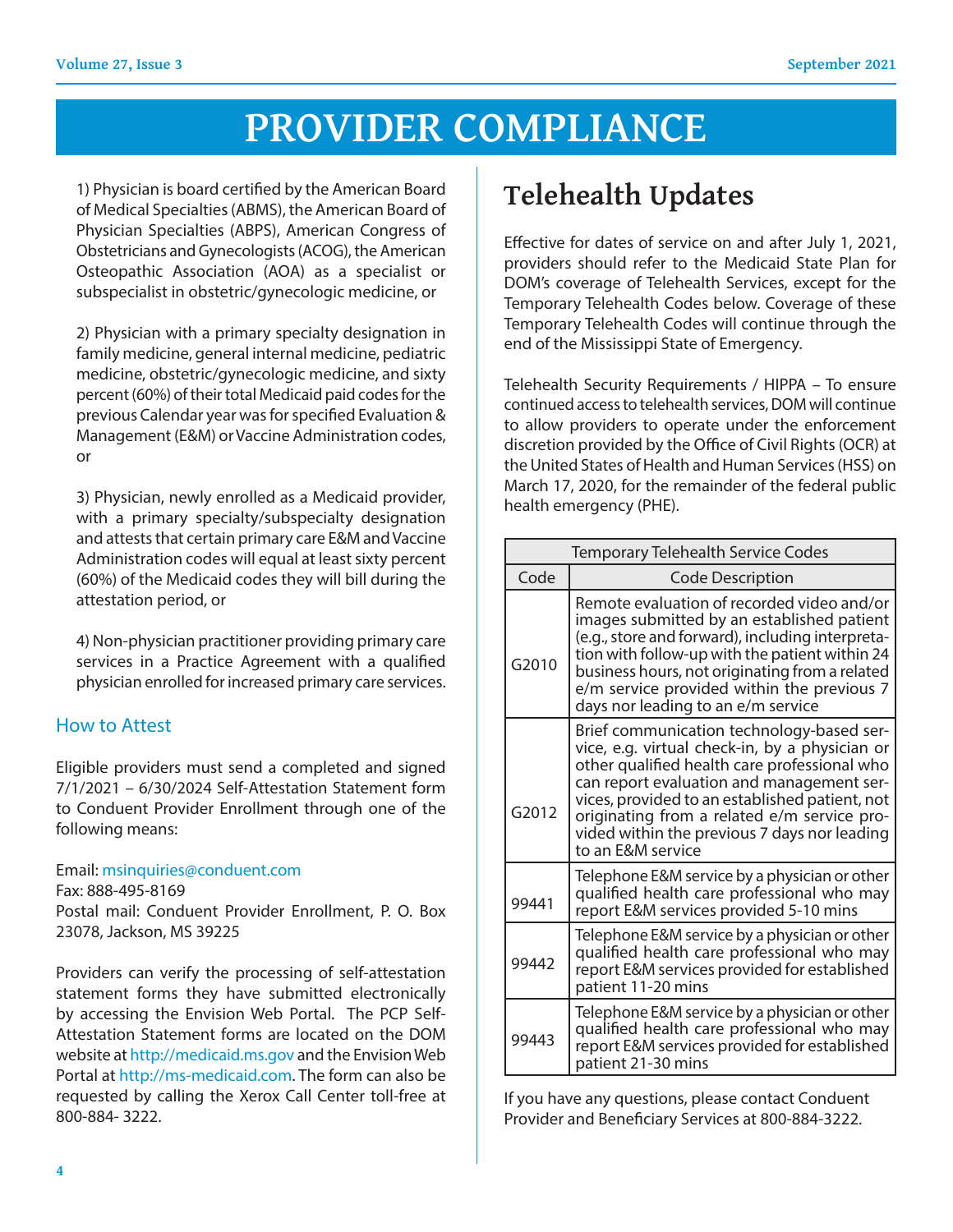# PROVIDER COMPLIANCE

1) Physician is board certified by the American Board of Medical Specialties (ABMS), the American Board of Physician Specialties (ABPS), American Congress of Obstetricians and Gynecologists (ACOG), the American Osteopathic Association (AOA) as a specialist or subspecialist in obstetric/gynecologic medicine, or

2) Physician with a primary specialty designation in family medicine, general internal medicine, pediatric medicine, obstetric/gynecologic medicine, and sixty percent (60%) of their total Medicaid paid codes for the previous Calendar year was for specified Evaluation & Management (E&M) or Vaccine Administration codes, or

3) Physician, newly enrolled as a Medicaid provider, with a primary specialty/subspecialty designation and attests that certain primary care E&M and Vaccine Administration codes will equal at least sixty percent (60%) of the Medicaid codes they will bill during the attestation period, or

4) Non-physician practitioner providing primary care services in a Practice Agreement with a qualified physician enrolled for increased primary care services.

### How to Attest

Eligible providers must send a completed and signed 7/1/2021 – 6/30/2024 Self-Attestation Statement form to Conduent Provider Enrollment through one of the following means:

Email: msinquiries@conduent.com
Fax: 888-495-8169
Postal mail: Conduent Provider Enrollment, P. O. Box 23078, Jackson, MS 39225

Providers can verify the processing of self-attestation statement forms they have submitted electronically by accessing the Envision Web Portal. The PCP Self-Attestation Statement forms are located on the DOM website at http://medicaid.ms.gov and the Envision Web Portal at http://ms-medicaid.com. The form can also be requested by calling the Xerox Call Center toll-free at 800-884- 3222.

## Telehealth Updates

Effective for dates of service on and after July 1, 2021, providers should refer to the Medicaid State Plan for DOM's coverage of Telehealth Services, except for the Temporary Telehealth Codes below. Coverage of these Temporary Telehealth Codes will continue through the end of the Mississippi State of Emergency.

Telehealth Security Requirements / HIPPA – To ensure continued access to telehealth services, DOM will continue to allow providers to operate under the enforcement discretion provided by the Office of Civil Rights (OCR) at the United States of Health and Human Services (HSS) on March 17, 2020, for the remainder of the federal public health emergency (PHE).

| Temporary Telehealth Service Codes | |
|---|---|
| Code | Code Description |
| G2010 | Remote evaluation of recorded video and/or images submitted by an established patient (e.g., store and forward), including interpretation with follow-up with the patient within 24 business hours, not originating from a related e/m service provided within the previous 7 days nor leading to an e/m service |
| G2012 | Brief communication technology-based service, e.g. virtual check-in, by a physician or other qualified health care professional who can report evaluation and management services, provided to an established patient, not originating from a related e/m service provided within the previous 7 days nor leading to an E&M service |
| 99441 | Telephone E&M service by a physician or other qualified health care professional who may report E&M services provided 5-10 mins |
| 99442 | Telephone E&M service by a physician or other qualified health care professional who may report E&M services provided for established patient 11-20 mins |
| 99443 | Telephone E&M service by a physician or other qualified health care professional who may report E&M services provided for established patient 21-30 mins |

If you have any questions, please contact Conduent Provider and Beneficiary Services at 800-884-3222.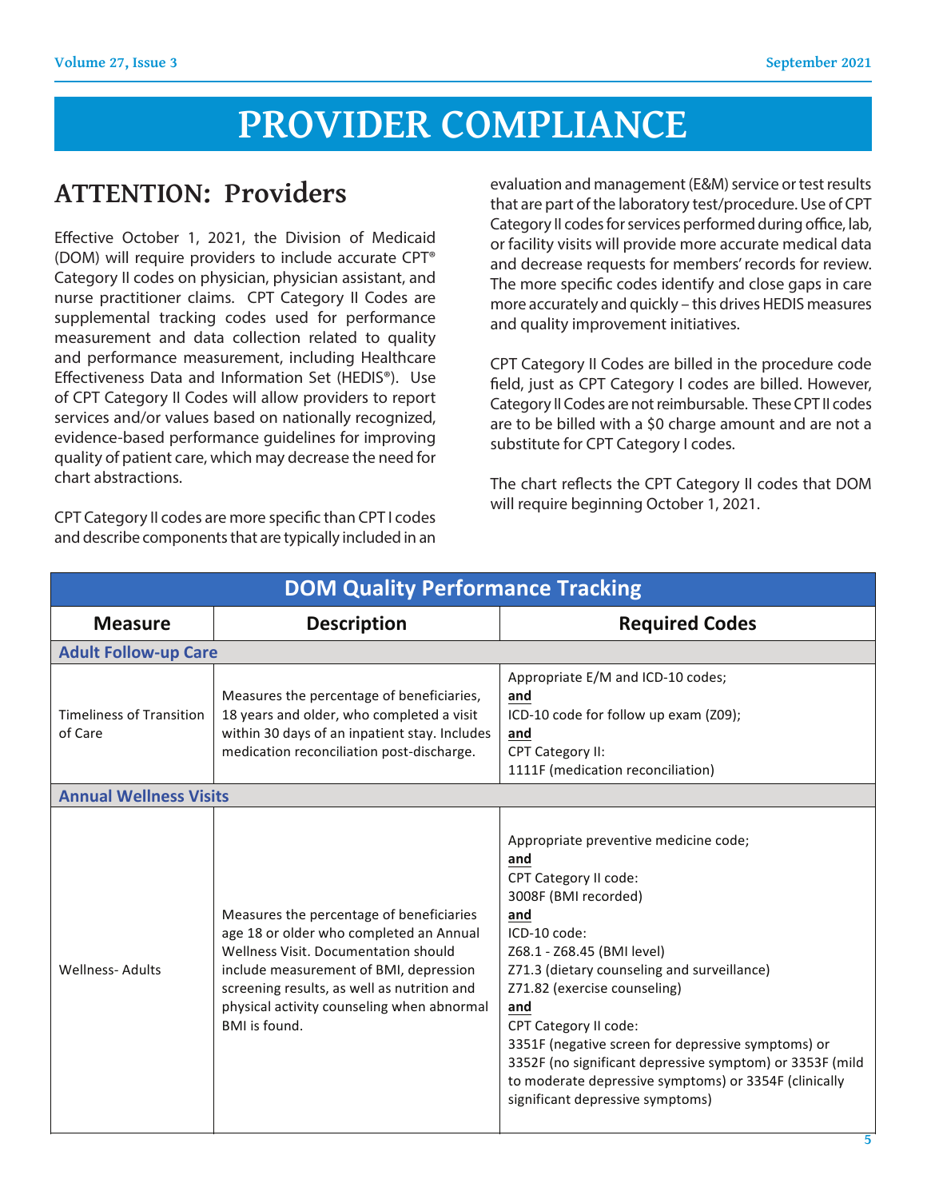# PROVIDER COMPLIANCE

## ATTENTION: Providers

Effective October 1, 2021, the Division of Medicaid (DOM) will require providers to include accurate CPT® Category II codes on physician, physician assistant, and nurse practitioner claims. CPT Category II Codes are supplemental tracking codes used for performance measurement and data collection related to quality and performance measurement, including Healthcare Effectiveness Data and Information Set (HEDIS®). Use of CPT Category II Codes will allow providers to report services and/or values based on nationally recognized, evidence-based performance guidelines for improving quality of patient care, which may decrease the need for chart abstractions.

CPT Category II codes are more specific than CPT I codes and describe components that are typically included in an evaluation and management (E&M) service or test results that are part of the laboratory test/procedure. Use of CPT Category II codes for services performed during office, lab, or facility visits will provide more accurate medical data and decrease requests for members' records for review. The more specific codes identify and close gaps in care more accurately and quickly – this drives HEDIS measures and quality improvement initiatives.

CPT Category II Codes are billed in the procedure code field, just as CPT Category I codes are billed. However, Category II Codes are not reimbursable. These CPT II codes are to be billed with a $0 charge amount and are not a substitute for CPT Category I codes.

The chart reflects the CPT Category II codes that DOM will require beginning October 1, 2021.

| DOM Quality Performance Tracking | | |
|---|---|---|
| **Measure** | **Description** | **Required Codes** |
| **Adult Follow-up Care** | | |
| Timeliness of Transition of Care | Measures the percentage of beneficiaries, 18 years and older, who completed a visit within 30 days of an inpatient stay. Includes medication reconciliation post-discharge. | Appropriate E/M and ICD-10 codes; **and** ICD-10 code for follow up exam (Z09); **and** CPT Category II: 1111F (medication reconciliation) |
| **Annual Wellness Visits** | | |
| Wellness- Adults | Measures the percentage of beneficiaries age 18 or older who completed an Annual Wellness Visit. Documentation should include measurement of BMI, depression screening results, as well as nutrition and physical activity counseling when abnormal BMI is found. | Appropriate preventive medicine code; **and** CPT Category II code: 3008F (BMI recorded) **and** ICD-10 code: Z68.1 - Z68.45 (BMI level) Z71.3 (dietary counseling and surveillance) Z71.82 (exercise counseling) **and** CPT Category II code: 3351F (negative screen for depressive symptoms) or 3352F (no significant depressive symptom) or 3353F (mild to moderate depressive symptoms) or 3354F (clinically significant depressive symptoms) |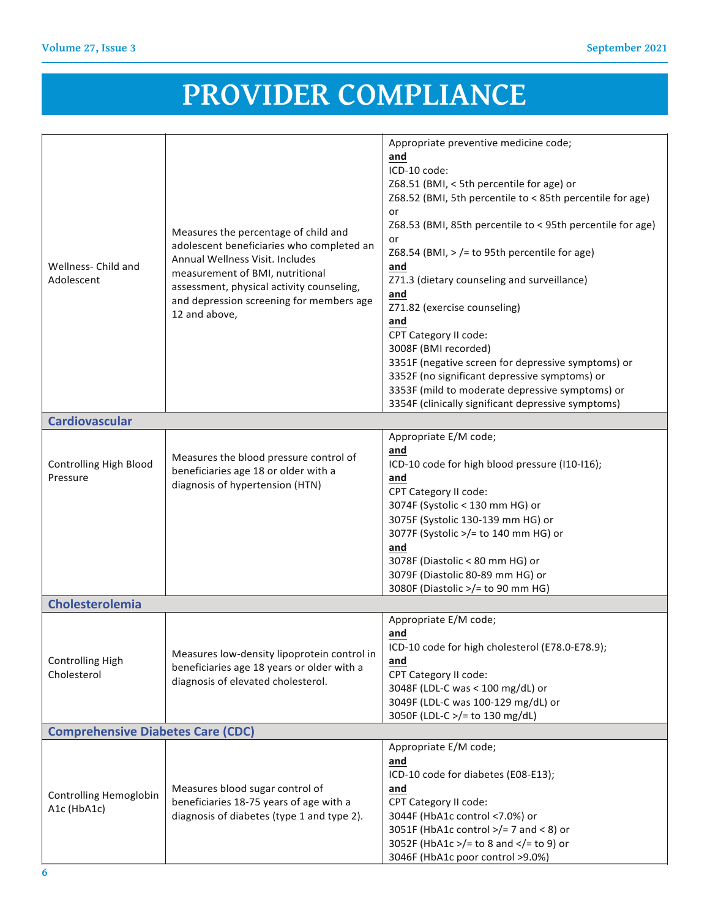# PROVIDER COMPLIANCE

| | | |
|---|---|---|
| Wellness- Child and Adolescent | Measures the percentage of child and adolescent beneficiaries who completed an Annual Wellness Visit. Includes measurement of BMI, nutritional assessment, physical activity counseling, and depression screening for members age 12 and above, | Appropriate preventive medicine code;<br>**and**<br>ICD-10 code:<br>Z68.51 (BMI, < 5th percentile for age) or<br>Z68.52 (BMI, 5th percentile to < 85th percentile for age) or<br>Z68.53 (BMI, 85th percentile to < 95th percentile for age) or<br>Z68.54 (BMI, > /= to 95th percentile for age)<br>**and**<br>Z71.3 (dietary counseling and surveillance)<br>**and**<br>Z71.82 (exercise counseling)<br>**and**<br>CPT Category II code:<br>3008F (BMI recorded)<br>3351F (negative screen for depressive symptoms) or<br>3352F (no significant depressive symptoms) or<br>3353F (mild to moderate depressive symptoms) or<br>3354F (clinically significant depressive symptoms) |
| **Cardiovascular** | | |
| Controlling High Blood Pressure | Measures the blood pressure control of beneficiaries age 18 or older with a diagnosis of hypertension (HTN) | Appropriate E/M code;<br>**and**<br>ICD-10 code for high blood pressure (I10-I16);<br>**and**<br>CPT Category II code:<br>3074F (Systolic < 130 mm HG) or<br>3075F (Systolic 130-139 mm HG) or<br>3077F (Systolic >/= to 140 mm HG) or<br>**and**<br>3078F (Diastolic < 80 mm HG) or<br>3079F (Diastolic 80-89 mm HG) or<br>3080F (Diastolic >/= to 90 mm HG) |
| **Cholesterolemia** | | |
| Controlling High Cholesterol | Measures low-density lipoprotein control in beneficiaries age 18 years or older with a diagnosis of elevated cholesterol. | Appropriate E/M code;<br>**and**<br>ICD-10 code for high cholesterol (E78.0-E78.9);<br>**and**<br>CPT Category II code:<br>3048F (LDL-C was < 100 mg/dL) or<br>3049F (LDL-C was 100-129 mg/dL) or<br>3050F (LDL-C >/= to 130 mg/dL) |
| **Comprehensive Diabetes Care (CDC)** | | |
| Controlling Hemoglobin A1c (HbA1c) | Measures blood sugar control of beneficiaries 18-75 years of age with a diagnosis of diabetes (type 1 and type 2). | Appropriate E/M code;<br>**and**<br>ICD-10 code for diabetes (E08-E13);<br>**and**<br>CPT Category II code:<br>3044F (HbA1c control <7.0%) or<br>3051F (HbA1c control >/= 7 and < 8) or<br>3052F (HbA1c >/= to 8 and </= to 9) or<br>3046F (HbA1c poor control >9.0%) |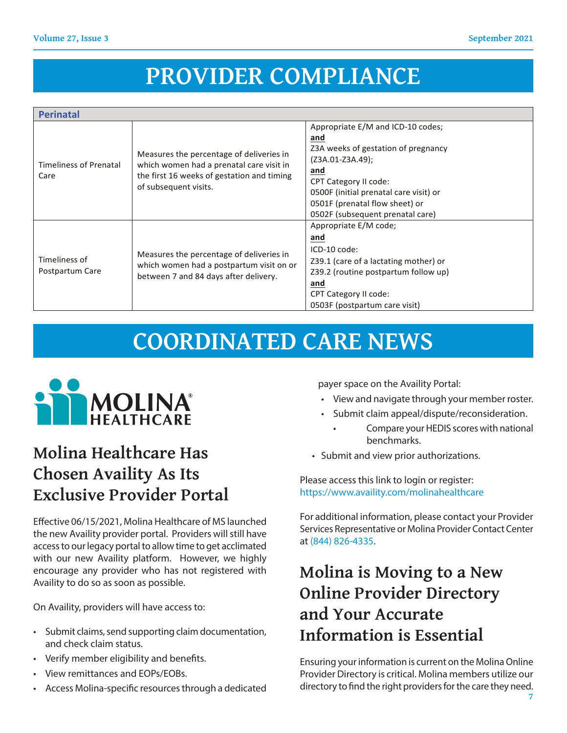# PROVIDER COMPLIANCE

| Perinatal | | |
|---|---|---|
| Timeliness of Prenatal Care | Measures the percentage of deliveries in which women had a prenatal care visit in the first 16 weeks of gestation and timing of subsequent visits. | Appropriate E/M and ICD-10 codes;<br>**and**<br>Z3A weeks of gestation of pregnancy (Z3A.01-Z3A.49);<br>**and**<br>CPT Category II code:<br>0500F (initial prenatal care visit) or<br>0501F (prenatal flow sheet) or<br>0502F (subsequent prenatal care) |
| Timeliness of Postpartum Care | Measures the percentage of deliveries in which women had a postpartum visit on or between 7 and 84 days after delivery. | Appropriate E/M code;<br>**and**<br>ICD-10 code:<br>Z39.1 (care of a lactating mother) or<br>Z39.2 (routine postpartum follow up)<br>**and**<br>CPT Category II code:<br>0503F (postpartum care visit) |

# COORDINATED CARE NEWS

MOLINA HEALTHCARE

## Molina Healthcare Has Chosen Availity As Its Exclusive Provider Portal

Effective 06/15/2021, Molina Healthcare of MS launched the new Availity provider portal. Providers will still have access to our legacy portal to allow time to get acclimated with our new Availity platform. However, we highly encourage any provider who has not registered with Availity to do so as soon as possible.

On Availity, providers will have access to:

- Submit claims, send supporting claim documentation, and check claim status.
- Verify member eligibility and benefits.
- View remittances and EOPs/EOBs.
- Access Molina-specific resources through a dedicated payer space on the Availity Portal:
  - View and navigate through your member roster.
  - Submit claim appeal/dispute/reconsideration.
    - Compare your HEDIS scores with national benchmarks.
- Submit and view prior authorizations.

Please access this link to login or register: https://www.availity.com/molinahealthcare

For additional information, please contact your Provider Services Representative or Molina Provider Contact Center at (844) 826-4335.

## Molina is Moving to a New Online Provider Directory and Your Accurate Information is Essential

Ensuring your information is current on the Molina Online Provider Directory is critical. Molina members utilize our directory to find the right providers for the care they need.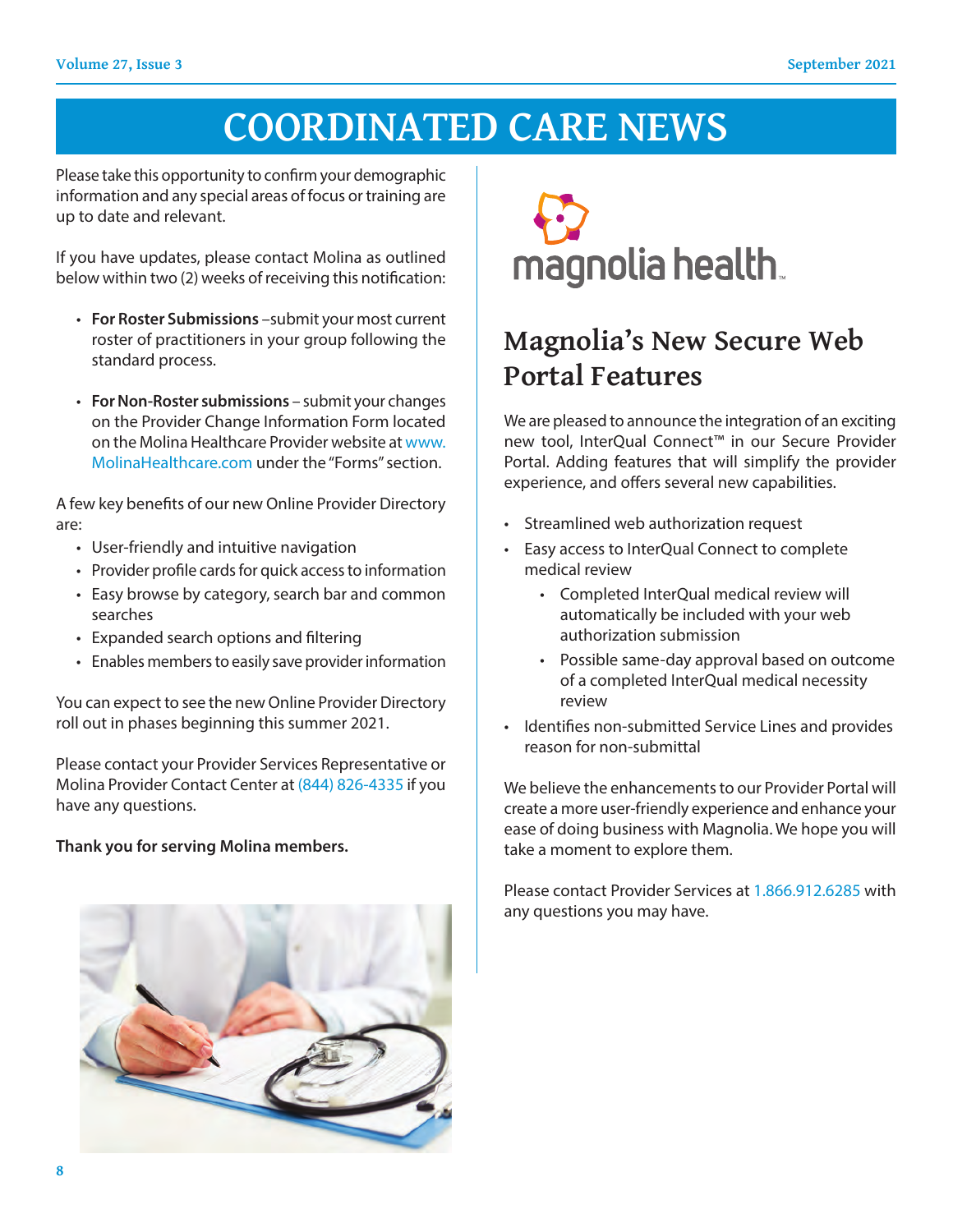# COORDINATED CARE NEWS

Please take this opportunity to confirm your demographic information and any special areas of focus or training are up to date and relevant.

If you have updates, please contact Molina as outlined below within two (2) weeks of receiving this notification:

- **For Roster Submissions** –submit your most current roster of practitioners in your group following the standard process.
- **For Non-Roster submissions** – submit your changes on the Provider Change Information Form located on the Molina Healthcare Provider website at www.MolinaHealthcare.com under the "Forms" section.

A few key benefits of our new Online Provider Directory are:

- User-friendly and intuitive navigation
- Provider profile cards for quick access to information
- Easy browse by category, search bar and common searches
- Expanded search options and filtering
- Enables members to easily save provider information

You can expect to see the new Online Provider Directory roll out in phases beginning this summer 2021.

Please contact your Provider Services Representative or Molina Provider Contact Center at (844) 826-4335 if you have any questions.

**Thank you for serving Molina members.**

magnolia health™

## Magnolia's New Secure Web Portal Features

We are pleased to announce the integration of an exciting new tool, InterQual Connect™ in our Secure Provider Portal. Adding features that will simplify the provider experience, and offers several new capabilities.

- Streamlined web authorization request
- Easy access to InterQual Connect to complete medical review
  - Completed InterQual medical review will automatically be included with your web authorization submission
  - Possible same-day approval based on outcome of a completed InterQual medical necessity review
- Identifies non-submitted Service Lines and provides reason for non-submittal

We believe the enhancements to our Provider Portal will create a more user-friendly experience and enhance your ease of doing business with Magnolia. We hope you will take a moment to explore them.

Please contact Provider Services at 1.866.912.6285 with any questions you may have.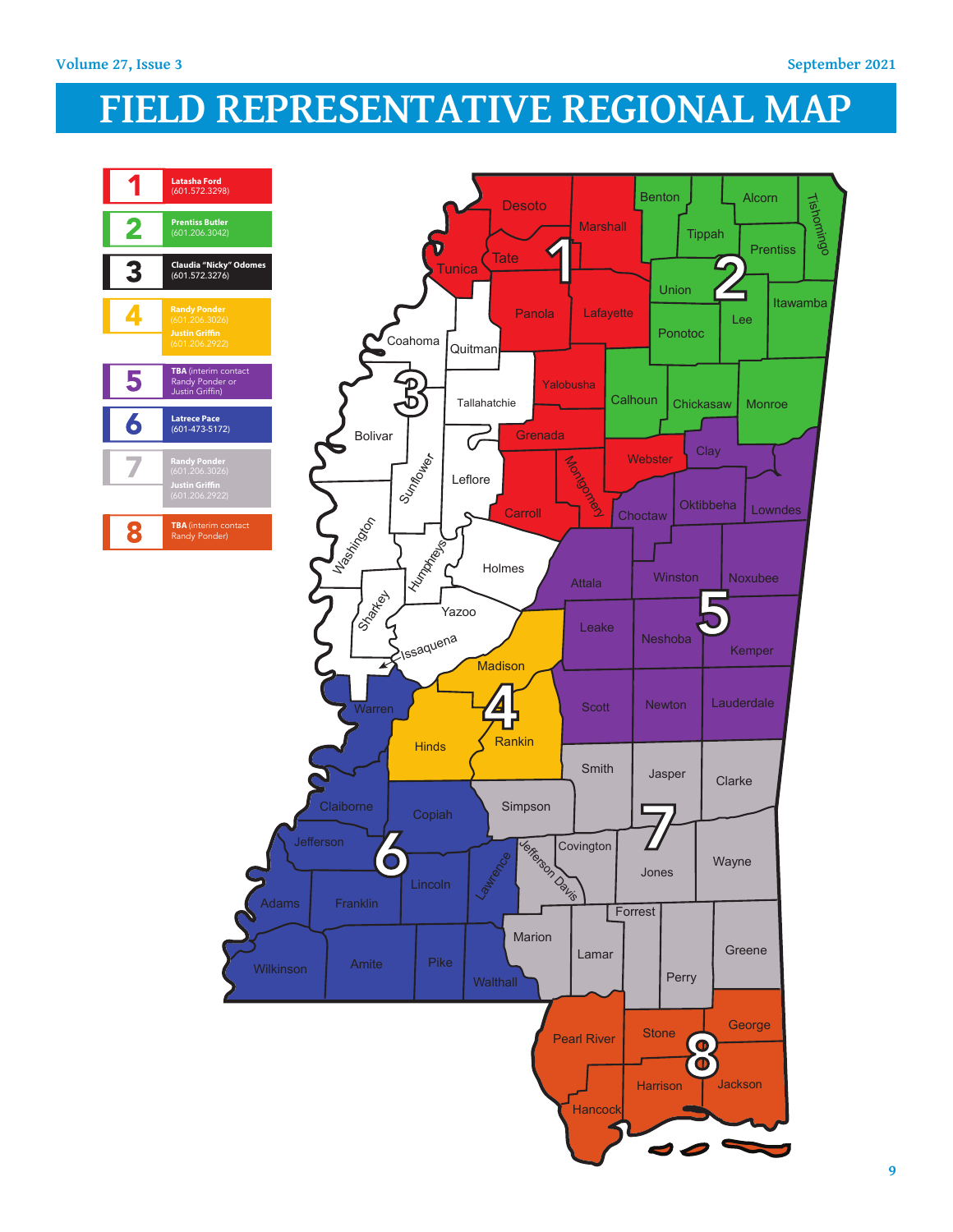# FIELD REPRESENTATIVE REGIONAL MAP

| Region | Contact |
|---|---|
| 1 | **Latasha Ford** (601.572.3298) |
| 2 | **Prentiss Butler** (601.206.3042) |
| 3 | **Claudia "Nicky" Odomes** (601.572.3276) |
| 4 | **Randy Ponder** (601.206.3026)<br>**Justin Griffin** (601.206.2922) |
| 5 | **TBA** (interim contact Randy Ponder or Justin Griffin) |
| 6 | **Latrece Pace** (601-473-5172) |
| 7 | **Randy Ponder** (601.206.3026)<br>**Justin Griffin** (601.206.2922) |
| 8 | **TBA** (interim contact Randy Ponder) |

**Region 1:** Desoto, Tunica, Tate, Marshall, Panola, Lafayette, Yalobusha, Grenada, Carroll, Montgomery, Webster

**Region 2:** Benton, Alcorn, Tishomingo, Tippah, Prentiss, Union, Itawamba, Lee, Ponotoc, Calhoun, Chickasaw, Monroe

**Region 3:** Coahoma, Quitman, Tallahatchie, Bolivar, Sunflower, Leflore, Washington, Humphreys, Holmes, Sharkey, Yazoo, Issaquena

**Region 4:** Madison, Hinds, Rankin

**Region 5:** Clay, Choctaw, Oktibbeha, Lowndes, Attala, Winston, Noxubee, Leake, Neshoba, Kemper, Scott, Newton, Lauderdale

**Region 6:** Warren, Claiborne, Copiah, Jefferson, Adams, Franklin, Lincoln, Lawrence, Wilkinson, Amite, Pike, Walthall

**Region 7:** Smith, Jasper, Clarke, Simpson, Covington, Jefferson Davis, Jones, Wayne, Forrest, Marion, Lamar, Perry, Greene

**Region 8:** Pearl River, Stone, George, Harrison, Jackson, Hancock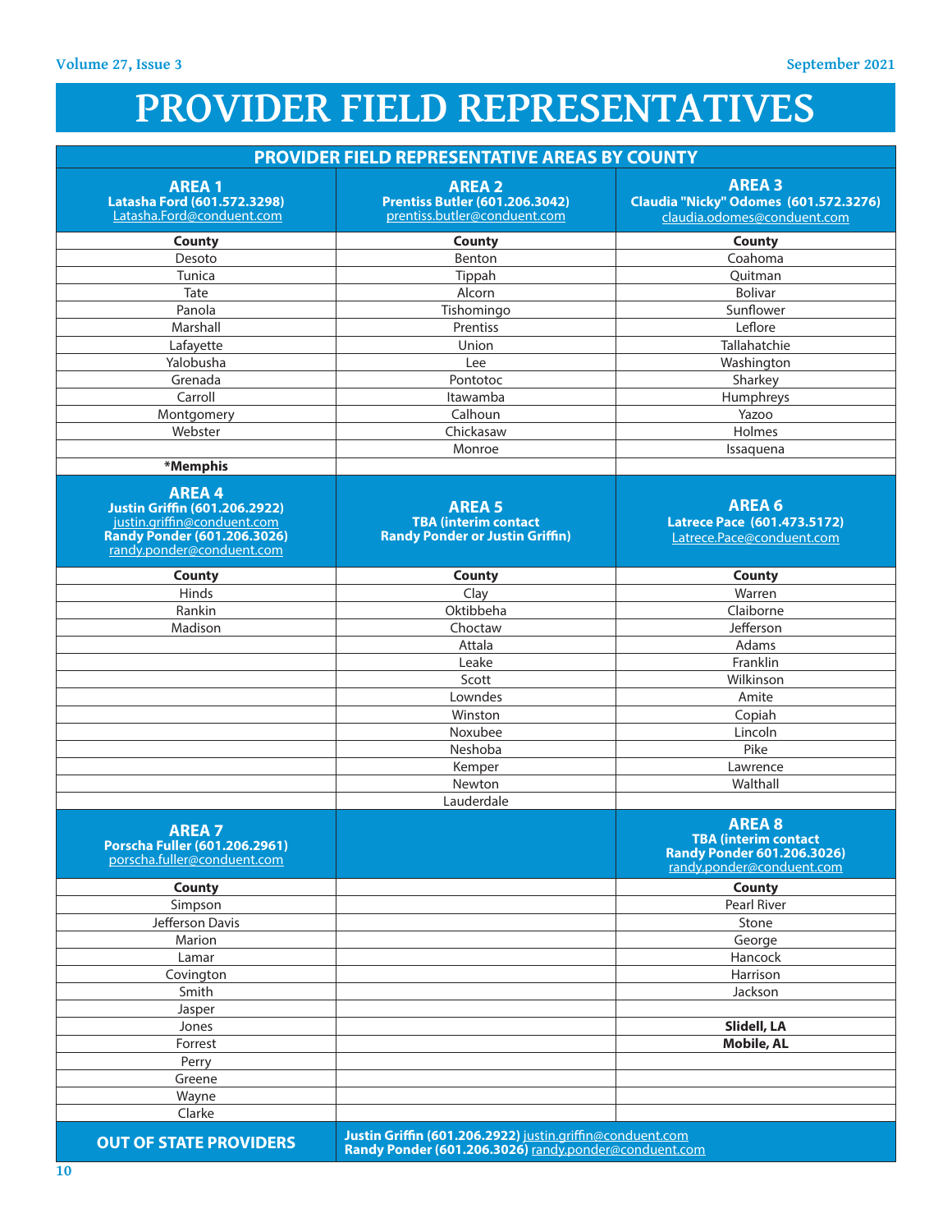# PROVIDER FIELD REPRESENTATIVES

| PROVIDER FIELD REPRESENTATIVE AREAS BY COUNTY | | |
|---|---|---|
| **AREA 1** **Latasha Ford (601.572.3298)** Latasha.Ford@conduent.com | **AREA 2** **Prentiss Butler (601.206.3042)** prentiss.butler@conduent.com | **AREA 3** **Claudia "Nicky" Odomes (601.572.3276)** claudia.odomes@conduent.com |
| **County** | **County** | **County** |
| Desoto | Benton | Coahoma |
| Tunica | Tippah | Quitman |
| Tate | Alcorn | Bolivar |
| Panola | Tishomingo | Sunflower |
| Marshall | Prentiss | Leflore |
| Lafayette | Union | Tallahatchie |
| Yalobusha | Lee | Washington |
| Grenada | Pontotoc | Sharkey |
| Carroll | Itawamba | Humphreys |
| Montgomery | Calhoun | Yazoo |
| Webster | Chickasaw | Holmes |
| | Monroe | Issaquena |
| **\*Memphis** | | |
| **AREA 4** **Justin Griffin (601.206.2922)** justin.griffin@conduent.com **Randy Ponder (601.206.3026)** randy.ponder@conduent.com | **AREA 5** **TBA (interim contact Randy Ponder or Justin Griffin)** | **AREA 6** **Latrece Pace (601.473.5172)** Latrece.Pace@conduent.com |
| **County** | **County** | **County** |
| Hinds | Clay | Warren |
| Rankin | Oktibbeha | Claiborne |
| Madison | Choctaw | Jefferson |
| | Attala | Adams |
| | Leake | Franklin |
| | Scott | Wilkinson |
| | Lowndes | Amite |
| | Winston | Copiah |
| | Noxubee | Lincoln |
| | Neshoba | Pike |
| | Kemper | Lawrence |
| | Newton | Walthall |
| | Lauderdale | |
| **AREA 7** **Porscha Fuller (601.206.2961)** porscha.fuller@conduent.com | | **AREA 8** **TBA (interim contact Randy Ponder 601.206.3026)** randy.ponder@conduent.com |
| **County** | | **County** |
| Simpson | | Pearl River |
| Jefferson Davis | | Stone |
| Marion | | George |
| Lamar | | Hancock |
| Covington | | Harrison |
| Smith | | Jackson |
| Jasper | | |
| Jones | | **Slidell, LA** |
| Forrest | | **Mobile, AL** |
| Perry | | |
| Greene | | |
| Wayne | | |
| Clarke | | |
| **OUT OF STATE PROVIDERS** | **Justin Griffin (601.206.2922)** justin.griffin@conduent.com **Randy Ponder (601.206.3026)** randy.ponder@conduent.com | |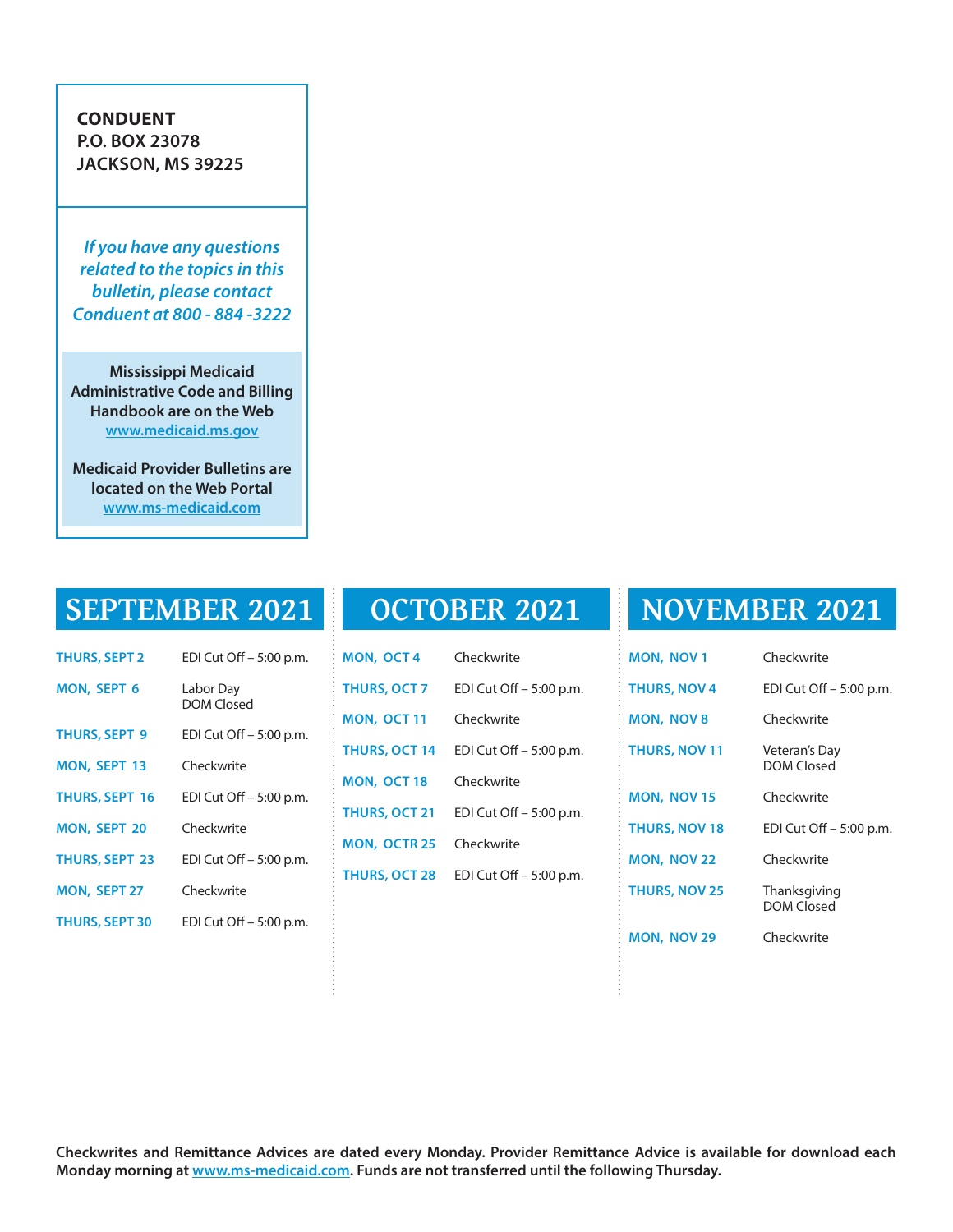**CONDUENT**
**P.O. BOX 23078**
**JACKSON, MS 39225**

*If you have any questions related to the topics in this bulletin, please contact Conduent at 800 - 884 -3222*

**Mississippi Medicaid Administrative Code and Billing Handbook are on the Web**
**www.medicaid.ms.gov**

**Medicaid Provider Bulletins are located on the Web Portal**
**www.ms-medicaid.com**

## SEPTEMBER 2021

| | |
|---|---|
| **THURS, SEPT 2** | EDI Cut Off – 5:00 p.m. |
| **MON, SEPT 6** | Labor Day DOM Closed |
| **THURS, SEPT 9** | EDI Cut Off – 5:00 p.m. |
| **MON, SEPT 13** | Checkwrite |
| **THURS, SEPT 16** | EDI Cut Off – 5:00 p.m. |
| **MON, SEPT 20** | Checkwrite |
| **THURS, SEPT 23** | EDI Cut Off – 5:00 p.m. |
| **MON, SEPT 27** | Checkwrite |
| **THURS, SEPT 30** | EDI Cut Off – 5:00 p.m. |

## OCTOBER 2021

| | |
|---|---|
| **MON, OCT 4** | Checkwrite |
| **THURS, OCT 7** | EDI Cut Off – 5:00 p.m. |
| **MON, OCT 11** | Checkwrite |
| **THURS, OCT 14** | EDI Cut Off – 5:00 p.m. |
| **MON, OCT 18** | Checkwrite |
| **THURS, OCT 21** | EDI Cut Off – 5:00 p.m. |
| **MON, OCTR 25** | Checkwrite |
| **THURS, OCT 28** | EDI Cut Off – 5:00 p.m. |

## NOVEMBER 2021

| | |
|---|---|
| **MON, NOV 1** | Checkwrite |
| **THURS, NOV 4** | EDI Cut Off – 5:00 p.m. |
| **MON, NOV 8** | Checkwrite |
| **THURS, NOV 11** | Veteran's Day DOM Closed |
| **MON, NOV 15** | Checkwrite |
| **THURS, NOV 18** | EDI Cut Off – 5:00 p.m. |
| **MON, NOV 22** | Checkwrite |
| **THURS, NOV 25** | Thanksgiving DOM Closed |
| **MON, NOV 29** | Checkwrite |

**Checkwrites and Remittance Advices are dated every Monday. Provider Remittance Advice is available for download each Monday morning at www.ms-medicaid.com. Funds are not transferred until the following Thursday.**